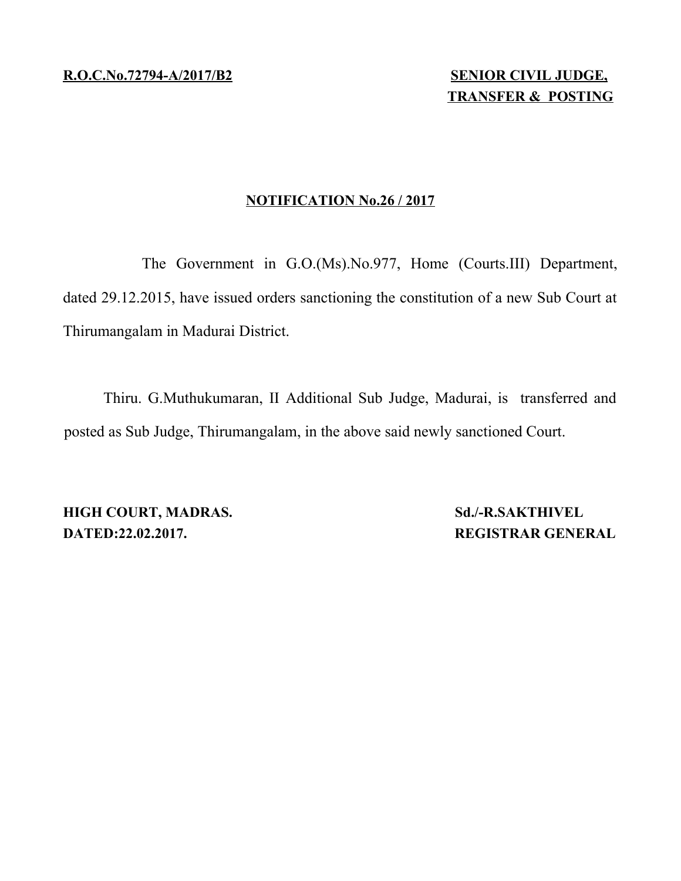**R.O.C.No.72794-A/2017/B2**

**SENIOR CIVIL JUDGE,**
**TRANSFER & POSTING**

## NOTIFICATION No.26 / 2017

The Government in G.O.(Ms).No.977, Home (Courts.III) Department, dated 29.12.2015, have issued orders sanctioning the constitution of a new Sub Court at Thirumangalam in Madurai District.

Thiru. G.Muthukumaran, II Additional Sub Judge, Madurai, is transferred and posted as Sub Judge, Thirumangalam, in the above said newly sanctioned Court.

**HIGH COURT, MADRAS.**
**DATED:22.02.2017.**

**Sd./-R.SAKTHIVEL**
**REGISTRAR GENERAL**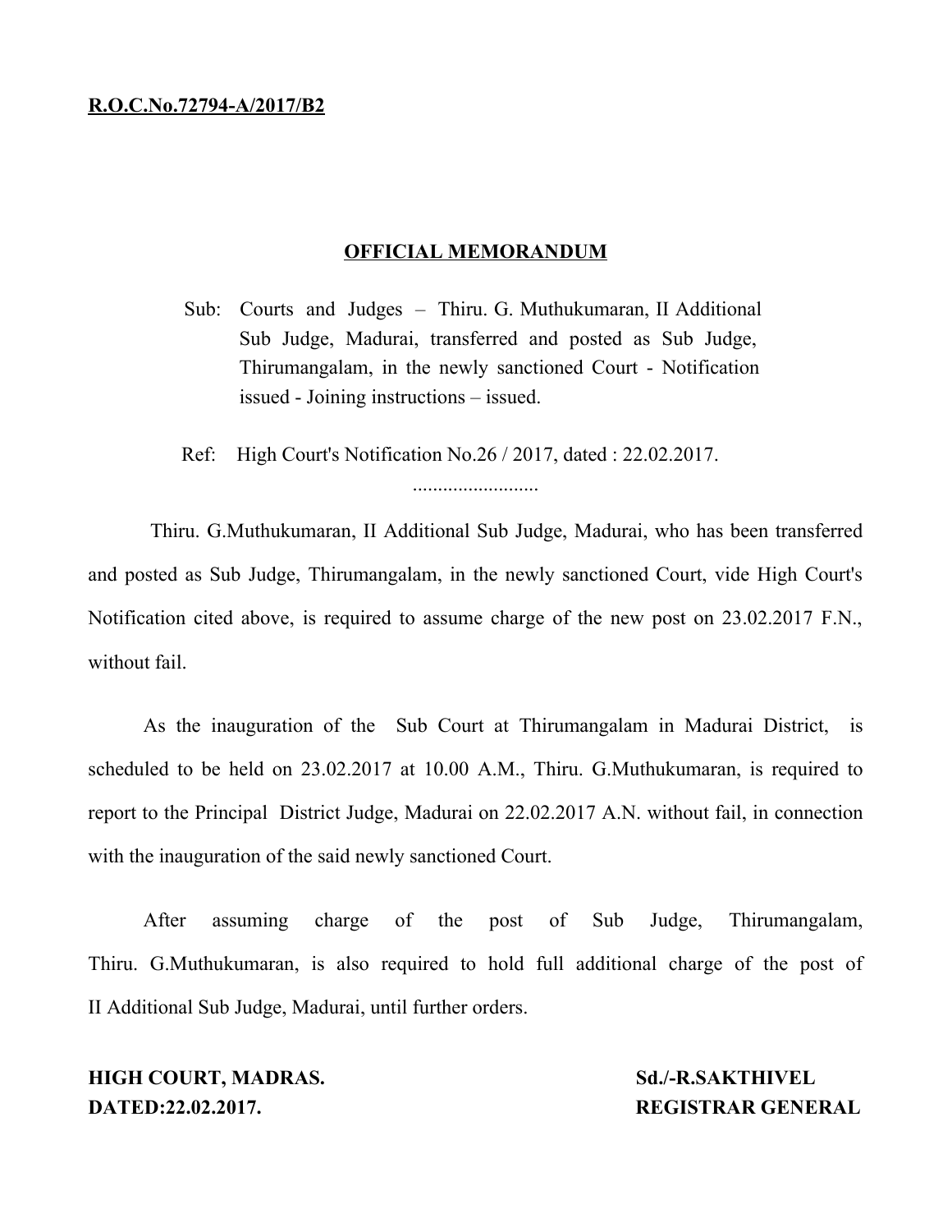**R.O.C.No.72794-A/2017/B2**

## OFFICIAL MEMORANDUM

Sub: Courts and Judges – Thiru. G. Muthukumaran, II Additional Sub Judge, Madurai, transferred and posted as Sub Judge, Thirumangalam, in the newly sanctioned Court - Notification issued - Joining instructions – issued.

Ref: High Court's Notification No.26 / 2017, dated : 22.02.2017.

.........................

Thiru. G.Muthukumaran, II Additional Sub Judge, Madurai, who has been transferred and posted as Sub Judge, Thirumangalam, in the newly sanctioned Court, vide High Court's Notification cited above, is required to assume charge of the new post on 23.02.2017 F.N., without fail.

As the inauguration of the Sub Court at Thirumangalam in Madurai District, is scheduled to be held on 23.02.2017 at 10.00 A.M., Thiru. G.Muthukumaran, is required to report to the Principal District Judge, Madurai on 22.02.2017 A.N. without fail, in connection with the inauguration of the said newly sanctioned Court.

After assuming charge of the post of Sub Judge, Thirumangalam, Thiru. G.Muthukumaran, is also required to hold full additional charge of the post of II Additional Sub Judge, Madurai, until further orders.

**HIGH COURT, MADRAS.**
**DATED:22.02.2017.**

**Sd./-R.SAKTHIVEL**
**REGISTRAR GENERAL**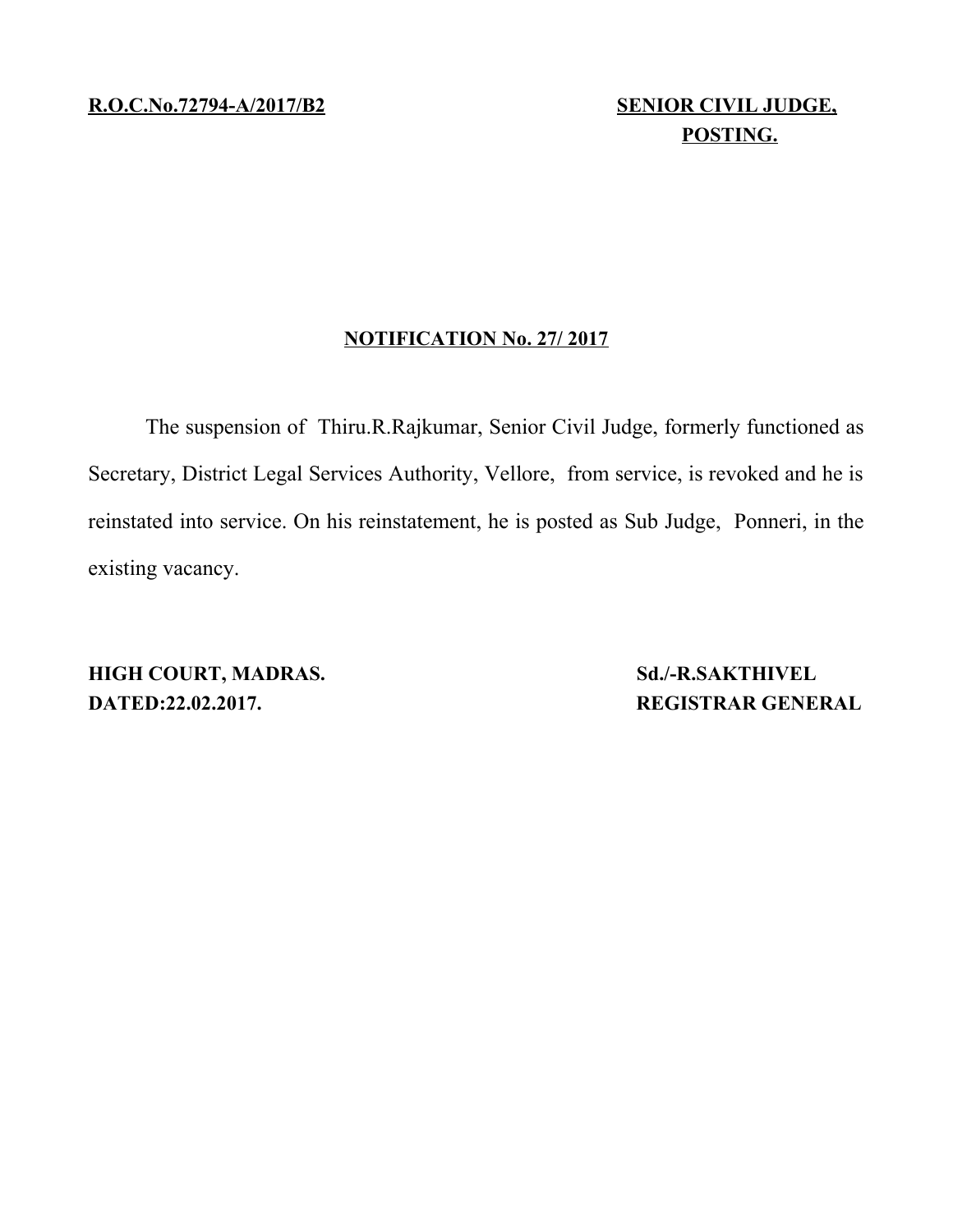**R.O.C.No.72794-A/2017/B2**

**SENIOR CIVIL JUDGE, POSTING.**

**NOTIFICATION No. 27/ 2017**

The suspension of Thiru.R.Rajkumar, Senior Civil Judge, formerly functioned as Secretary, District Legal Services Authority, Vellore, from service, is revoked and he is reinstated into service. On his reinstatement, he is posted as Sub Judge, Ponneri, in the existing vacancy.

**HIGH COURT, MADRAS.**
**DATED:22.02.2017.**

**Sd./-R.SAKTHIVEL**
**REGISTRAR GENERAL**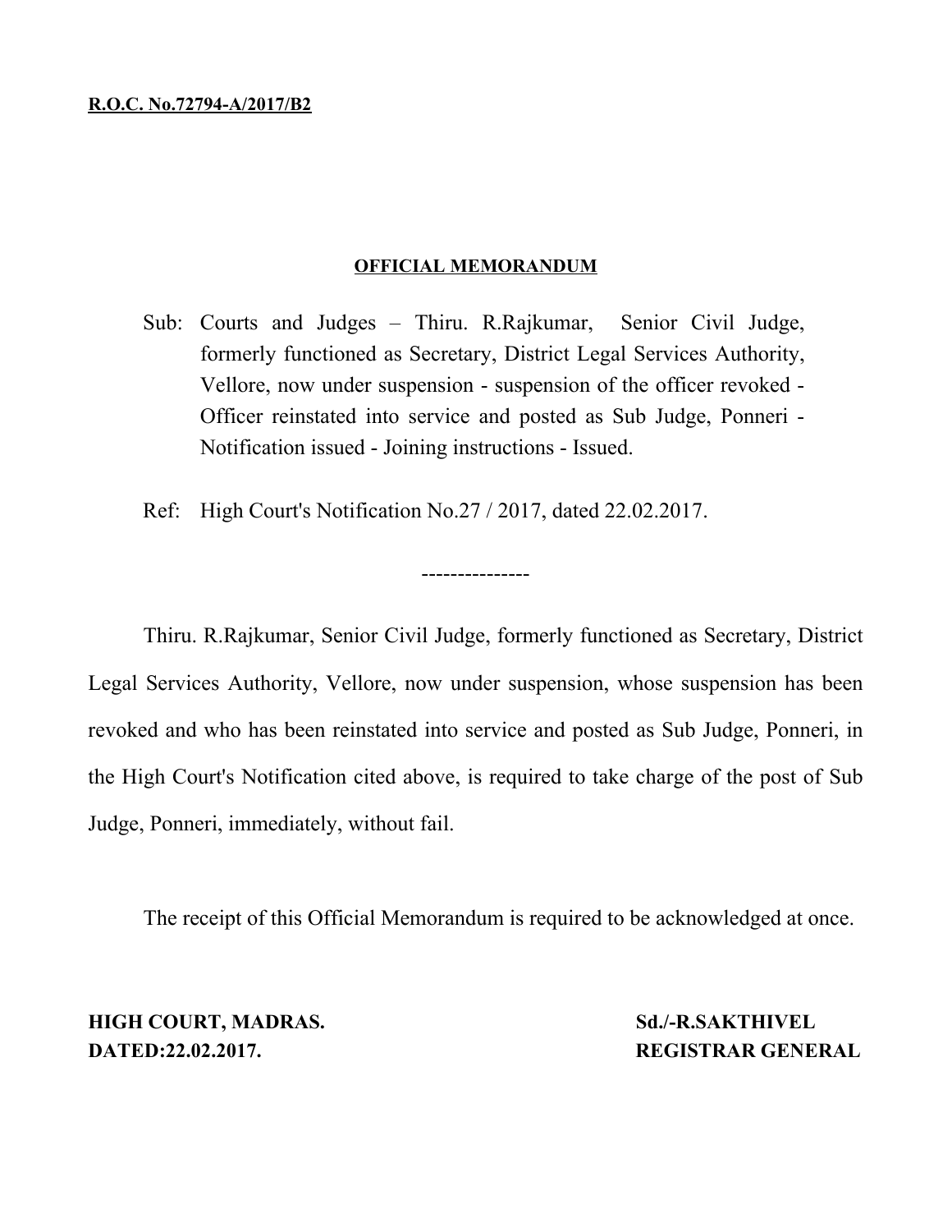**R.O.C. No.72794-A/2017/B2**

## OFFICIAL MEMORANDUM

Sub: Courts and Judges – Thiru. R.Rajkumar, Senior Civil Judge, formerly functioned as Secretary, District Legal Services Authority, Vellore, now under suspension - suspension of the officer revoked - Officer reinstated into service and posted as Sub Judge, Ponneri - Notification issued - Joining instructions - Issued.

Ref: High Court's Notification No.27 / 2017, dated 22.02.2017.

---------------

Thiru. R.Rajkumar, Senior Civil Judge, formerly functioned as Secretary, District Legal Services Authority, Vellore, now under suspension, whose suspension has been revoked and who has been reinstated into service and posted as Sub Judge, Ponneri, in the High Court's Notification cited above, is required to take charge of the post of Sub Judge, Ponneri, immediately, without fail.

The receipt of this Official Memorandum is required to be acknowledged at once.

**HIGH COURT, MADRAS.**
**DATED:22.02.2017.**

**Sd./-R.SAKTHIVEL**
**REGISTRAR GENERAL**